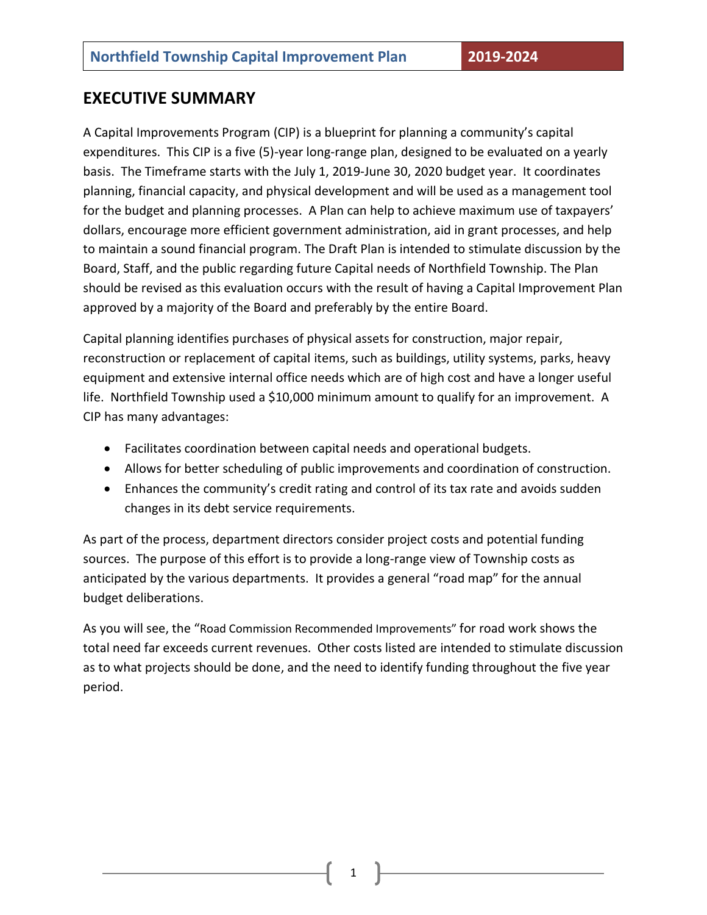# EXECUTIVE SUMMARY

A Capital Improvements Program (CIP) is a blueprint for planning a community's capital expenditures. This CIP is a five (5)-year long-range plan, designed to be evaluated on a yearly basis. The Timeframe starts with the July 1, 2019-June 30, 2020 budget year. It coordinates planning, financial capacity, and physical development and will be used as a management tool for the budget and planning processes. A Plan can help to achieve maximum use of taxpayers' dollars, encourage more efficient government administration, aid in grant processes, and help to maintain a sound financial program. The Draft Plan is intended to stimulate discussion by the Board, Staff, and the public regarding future Capital needs of Northfield Township. The Plan should be revised as this evaluation occurs with the result of having a Capital Improvement Plan approved by a majority of the Board and preferably by the entire Board.

Capital planning identifies purchases of physical assets for construction, major repair, reconstruction or replacement of capital items, such as buildings, utility systems, parks, heavy equipment and extensive internal office needs which are of high cost and have a longer useful life. Northfield Township used a $10,000 minimum amount to qualify for an improvement. A CIP has many advantages:

- Facilitates coordination between capital needs and operational budgets.
- Allows for better scheduling of public improvements and coordination of construction.
- Enhances the community's credit rating and control of its tax rate and avoids sudden changes in its debt service requirements.

As part of the process, department directors consider project costs and potential funding sources. The purpose of this effort is to provide a long-range view of Township costs as anticipated by the various departments. It provides a general "road map" for the annual budget deliberations.

As you will see, the "Road Commission Recommended Improvements" for road work shows the total need far exceeds current revenues. Other costs listed are intended to stimulate discussion as to what projects should be done, and the need to identify funding throughout the five year period.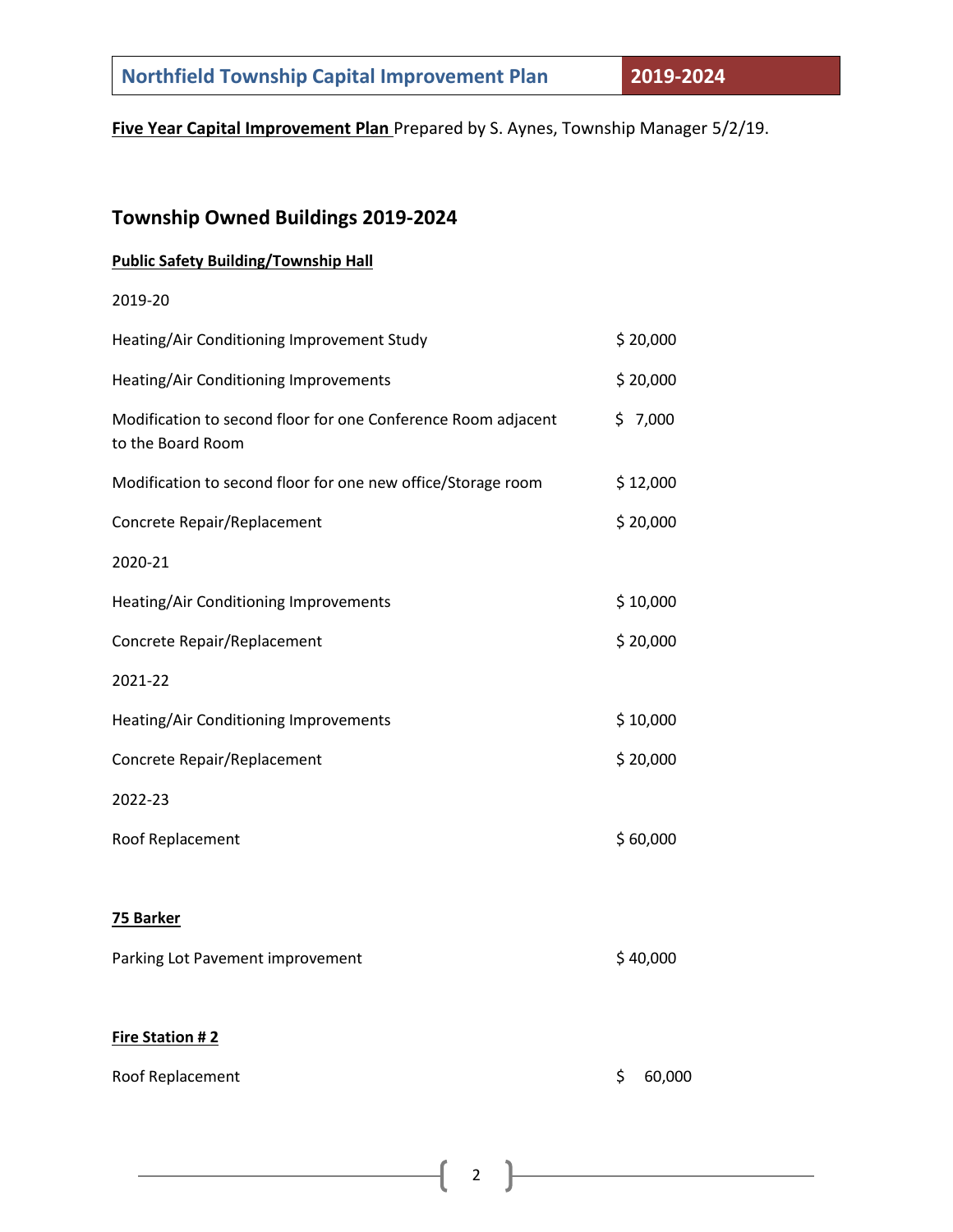**Five Year Capital Improvement Plan** Prepared by S. Aynes, Township Manager 5/2/19.

## Township Owned Buildings 2019-2024

### Public Safety Building/Township Hall

2019-20

| | |
|---|---|
| Heating/Air Conditioning Improvement Study | $ 20,000 |
| Heating/Air Conditioning Improvements | $ 20,000 |
| Modification to second floor for one Conference Room adjacent to the Board Room | $ 7,000 |
| Modification to second floor for one new office/Storage room | $ 12,000 |
| Concrete Repair/Replacement | $ 20,000 |

2020-21

| | |
|---|---|
| Heating/Air Conditioning Improvements | $ 10,000 |
| Concrete Repair/Replacement | $ 20,000 |

2021-22

| | |
|---|---|
| Heating/Air Conditioning Improvements | $ 10,000 |
| Concrete Repair/Replacement | $ 20,000 |

2022-23

| | |
|---|---|
| Roof Replacement | $ 60,000 |

### 75 Barker

| | |
|---|---|
| Parking Lot Pavement improvement | $ 40,000 |

### Fire Station # 2

| | |
|---|---|
| Roof Replacement | $ 60,000 |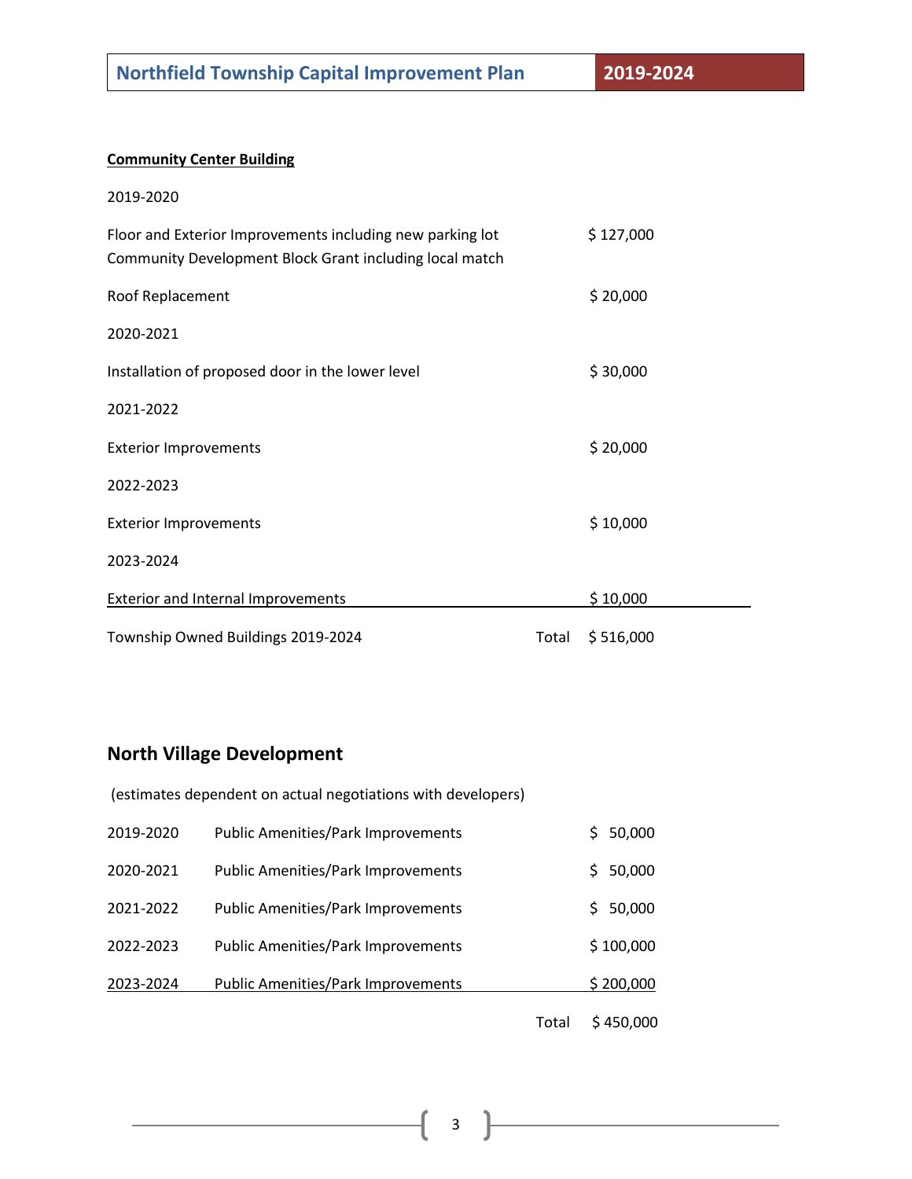**Community Center Building**

2019-2020

Floor and Exterior Improvements including new parking lot Community Development Block Grant including local match $ 127,000

Roof Replacement $ 20,000

2020-2021

Installation of proposed door in the lower level $ 30,000

2021-2022

Exterior Improvements $ 20,000

2022-2023

Exterior Improvements $ 10,000

2023-2024

Exterior and Internal Improvements $ 10,000

Township Owned Buildings 2019-2024 Total $ 516,000

## North Village Development

(estimates dependent on actual negotiations with developers)

| | | |
|---|---|---|
| 2019-2020 | Public Amenities/Park Improvements | $ 50,000 |
| 2020-2021 | Public Amenities/Park Improvements | $ 50,000 |
| 2021-2022 | Public Amenities/Park Improvements | $ 50,000 |
| 2022-2023 | Public Amenities/Park Improvements | $ 100,000 |
| 2023-2024 | Public Amenities/Park Improvements | $ 200,000 |
| | Total | $ 450,000 |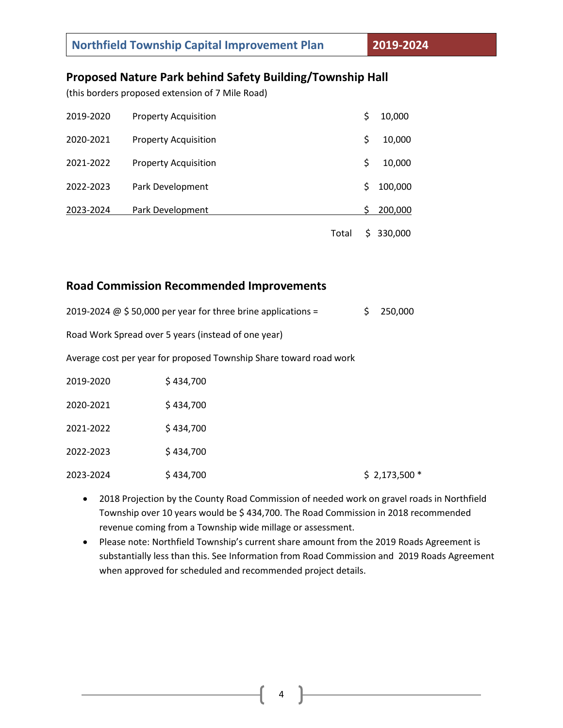## Proposed Nature Park behind Safety Building/Township Hall

(this borders proposed extension of 7 Mile Road)

| | | |
|---|---|---|
| 2019-2020 | Property Acquisition | $ 10,000 |
| 2020-2021 | Property Acquisition | $ 10,000 |
| 2021-2022 | Property Acquisition | $ 10,000 |
| 2022-2023 | Park Development | $ 100,000 |
| 2023-2024 | Park Development | $ 200,000 |
| | Total | $ 330,000 |

## Road Commission Recommended Improvements

2019-2024 @ $ 50,000 per year for three brine applications = $ 250,000

Road Work Spread over 5 years (instead of one year)

Average cost per year for proposed Township Share toward road work

| | | |
|---|---|---|
| 2019-2020 | $ 434,700 | |
| 2020-2021 | $ 434,700 | |
| 2021-2022 | $ 434,700 | |
| 2022-2023 | $ 434,700 | |
| 2023-2024 | $ 434,700 | $ 2,173,500 * |

- 2018 Projection by the County Road Commission of needed work on gravel roads in Northfield Township over 10 years would be $ 434,700. The Road Commission in 2018 recommended revenue coming from a Township wide millage or assessment.
- Please note: Northfield Township's current share amount from the 2019 Roads Agreement is substantially less than this. See Information from Road Commission and 2019 Roads Agreement when approved for scheduled and recommended project details.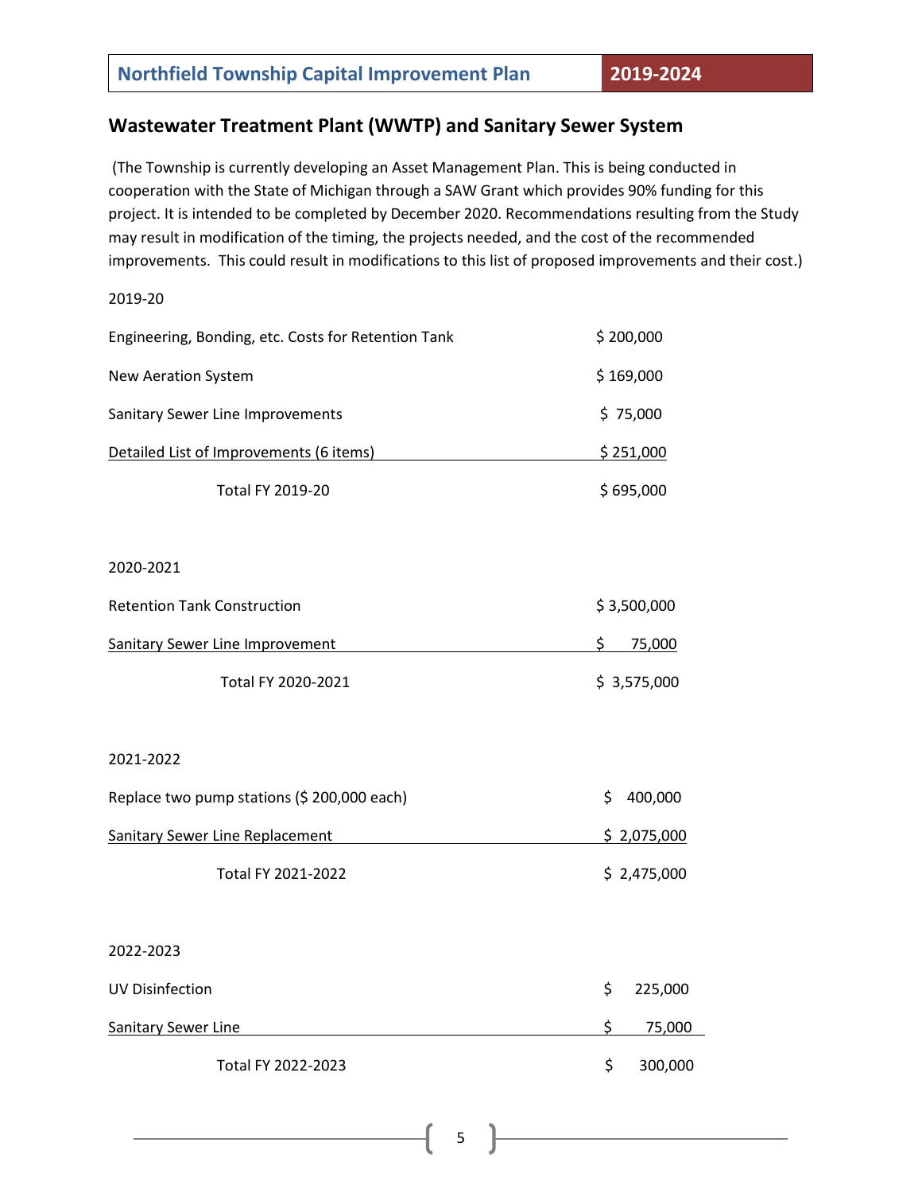## Wastewater Treatment Plant (WWTP) and Sanitary Sewer System

(The Township is currently developing an Asset Management Plan. This is being conducted in cooperation with the State of Michigan through a SAW Grant which provides 90% funding for this project. It is intended to be completed by December 2020. Recommendations resulting from the Study may result in modification of the timing, the projects needed, and the cost of the recommended improvements. This could result in modifications to this list of proposed improvements and their cost.)

2019-20

| Item | Cost |
|---|---|
| Engineering, Bonding, etc. Costs for Retention Tank | $ 200,000 |
| New Aeration System | $ 169,000 |
| Sanitary Sewer Line Improvements | $ 75,000 |
| Detailed List of Improvements (6 items) | $ 251,000 |
| Total FY 2019-20 | $ 695,000 |

2020-2021

| Item | Cost |
|---|---|
| Retention Tank Construction | $ 3,500,000 |
| Sanitary Sewer Line Improvement | $ 75,000 |
| Total FY 2020-2021 | $ 3,575,000 |

2021-2022

| Item | Cost |
|---|---|
| Replace two pump stations ($ 200,000 each) | $ 400,000 |
| Sanitary Sewer Line Replacement | $ 2,075,000 |
| Total FY 2021-2022 | $ 2,475,000 |

2022-2023

| Item | Cost |
|---|---|
| UV Disinfection | $ 225,000 |
| Sanitary Sewer Line | $ 75,000 |
| Total FY 2022-2023 | $ 300,000 |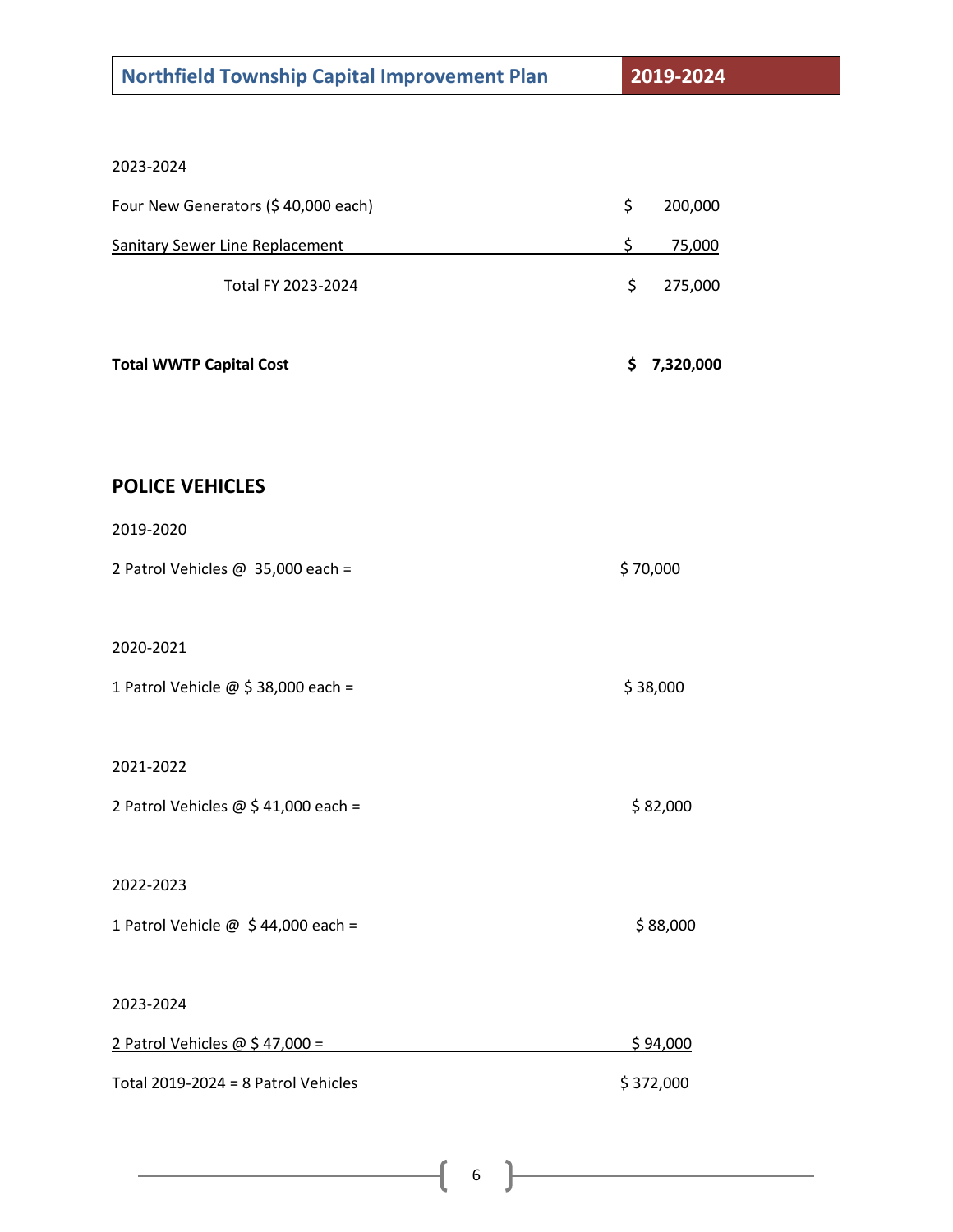2023-2024

| | | |
|---|---|---|
| Four New Generators ($ 40,000 each) | $ | 200,000 |
| Sanitary Sewer Line Replacement | $ | 75,000 |
| Total FY 2023-2024 | $ | 275,000 |

| | | |
|---|---|---|
| **Total WWTP Capital Cost** | **$** | **7,320,000** |

## POLICE VEHICLES

2019-2020

2 Patrol Vehicles @ 35,000 each = $ 70,000

2020-2021

1 Patrol Vehicle @ $ 38,000 each = $ 38,000

2021-2022

2 Patrol Vehicles @ $ 41,000 each = $ 82,000

2022-2023

1 Patrol Vehicle @ $ 44,000 each = $ 88,000

2023-2024

2 Patrol Vehicles @ $ 47,000 = $ 94,000

Total 2019-2024 = 8 Patrol Vehicles $ 372,000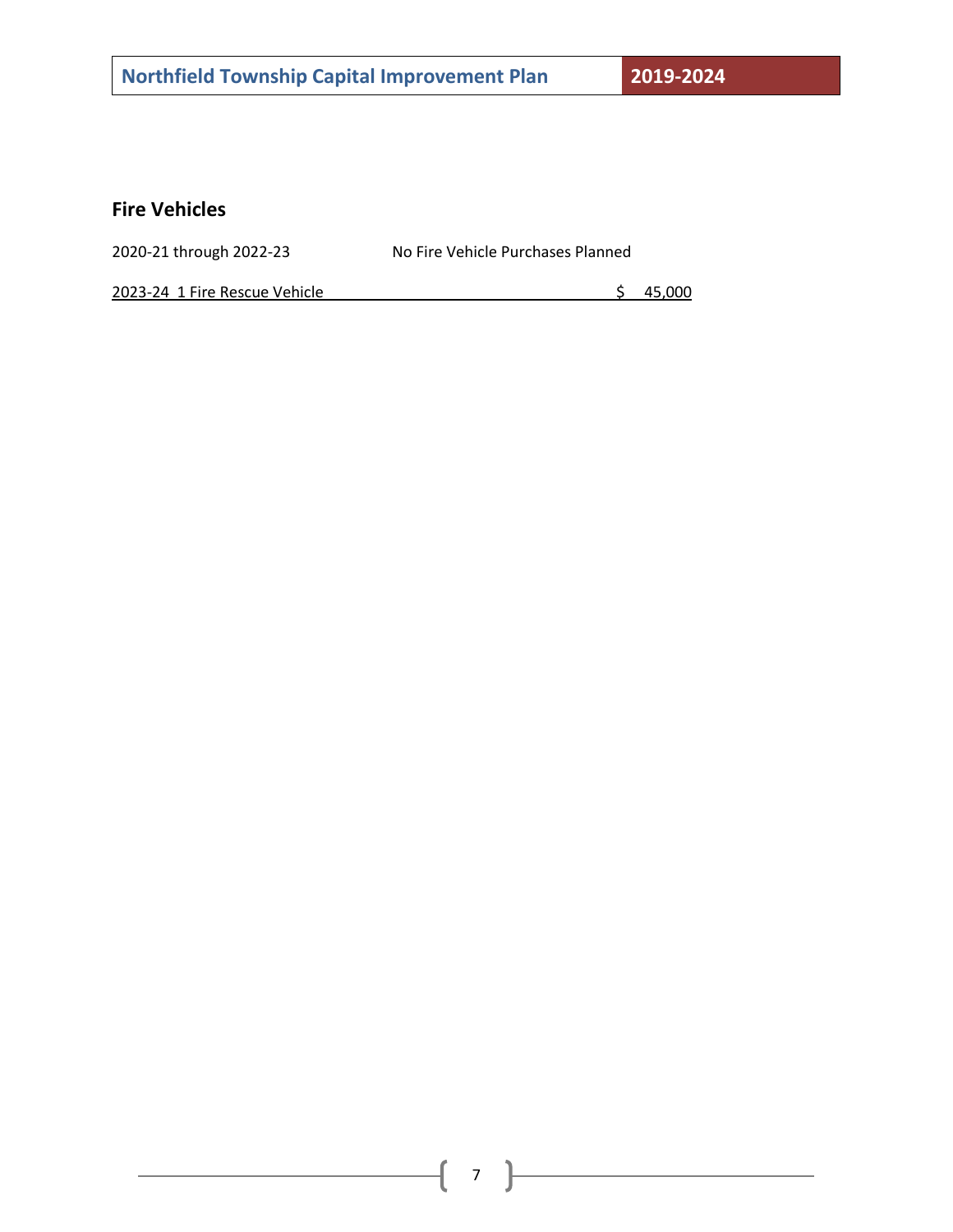## Fire Vehicles

| | | |
|---|---|---|
| 2020-21 through 2022-23 | No Fire Vehicle Purchases Planned | |
| 2023-24 1 Fire Rescue Vehicle | | $ 45,000 |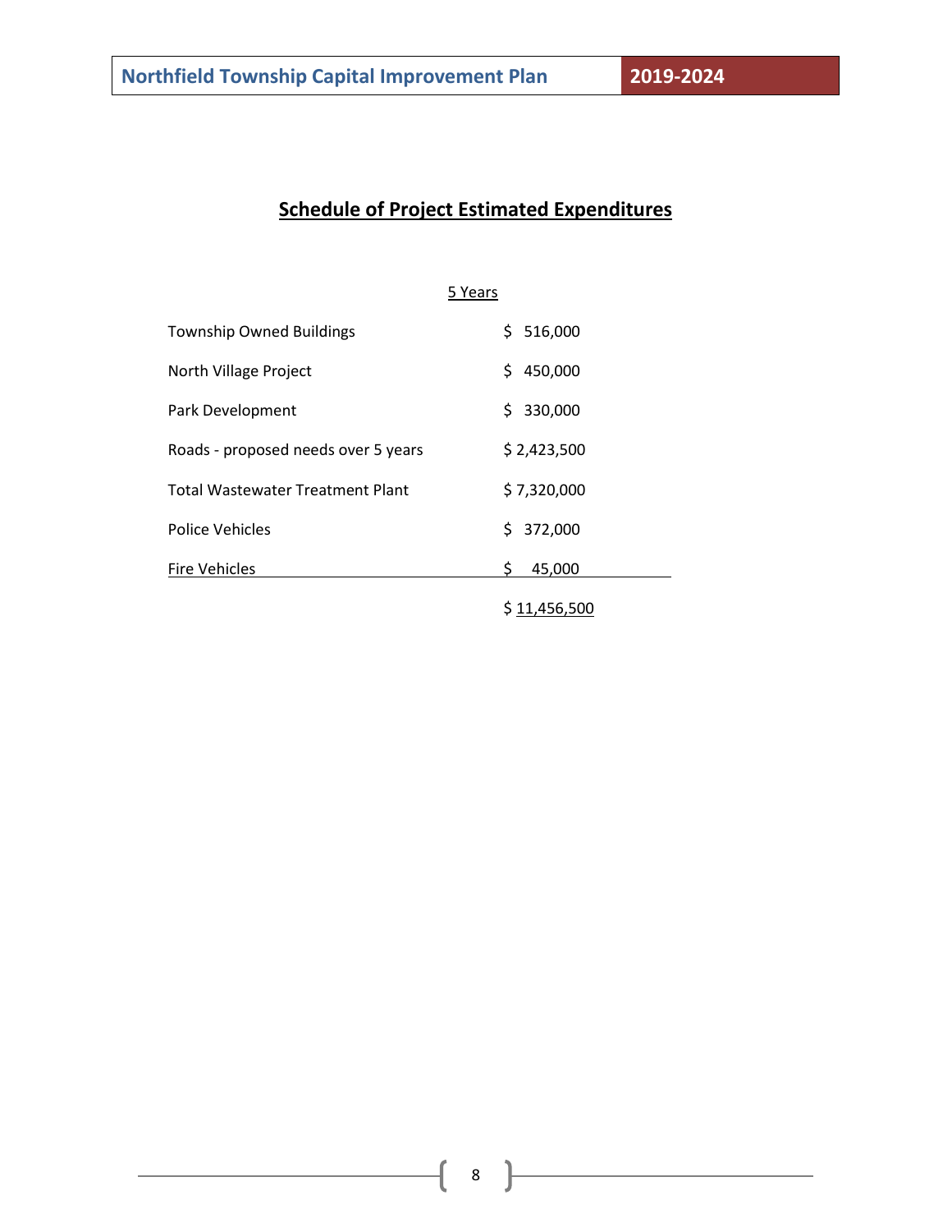## Schedule of Project Estimated Expenditures

| | 5 Years |
|---|---|
| Township Owned Buildings | $ 516,000 |
| North Village Project | $ 450,000 |
| Park Development | $ 330,000 |
| Roads - proposed needs over 5 years | $ 2,423,500 |
| Total Wastewater Treatment Plant | $ 7,320,000 |
| Police Vehicles | $ 372,000 |
| Fire Vehicles | $ 45,000 |
| | $ 11,456,500 |